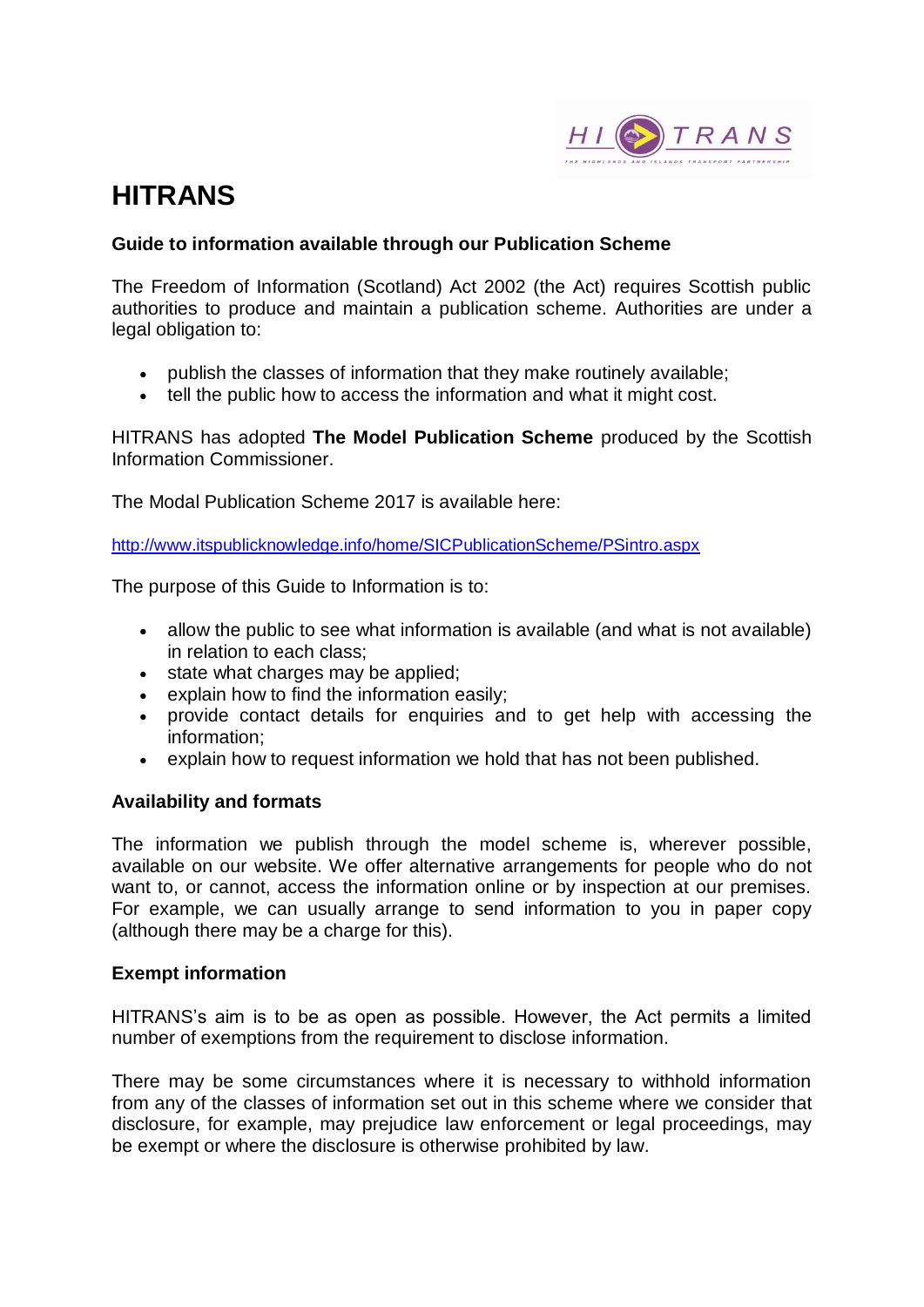# HITRANS

**Guide to information available through our Publication Scheme**

The Freedom of Information (Scotland) Act 2002 (the Act) requires Scottish public authorities to produce and maintain a publication scheme. Authorities are under a legal obligation to:

- publish the classes of information that they make routinely available;
- tell the public how to access the information and what it might cost.

HITRANS has adopted **The Model Publication Scheme** produced by the Scottish Information Commissioner.

The Modal Publication Scheme 2017 is available here:

http://www.itspublicknowledge.info/home/SICPublicationScheme/PSintro.aspx

The purpose of this Guide to Information is to:

- allow the public to see what information is available (and what is not available) in relation to each class;
- state what charges may be applied;
- explain how to find the information easily;
- provide contact details for enquiries and to get help with accessing the information;
- explain how to request information we hold that has not been published.

**Availability and formats**

The information we publish through the model scheme is, wherever possible, available on our website. We offer alternative arrangements for people who do not want to, or cannot, access the information online or by inspection at our premises. For example, we can usually arrange to send information to you in paper copy (although there may be a charge for this).

**Exempt information**

HITRANS's aim is to be as open as possible. However, the Act permits a limited number of exemptions from the requirement to disclose information.

There may be some circumstances where it is necessary to withhold information from any of the classes of information set out in this scheme where we consider that disclosure, for example, may prejudice law enforcement or legal proceedings, may be exempt or where the disclosure is otherwise prohibited by law.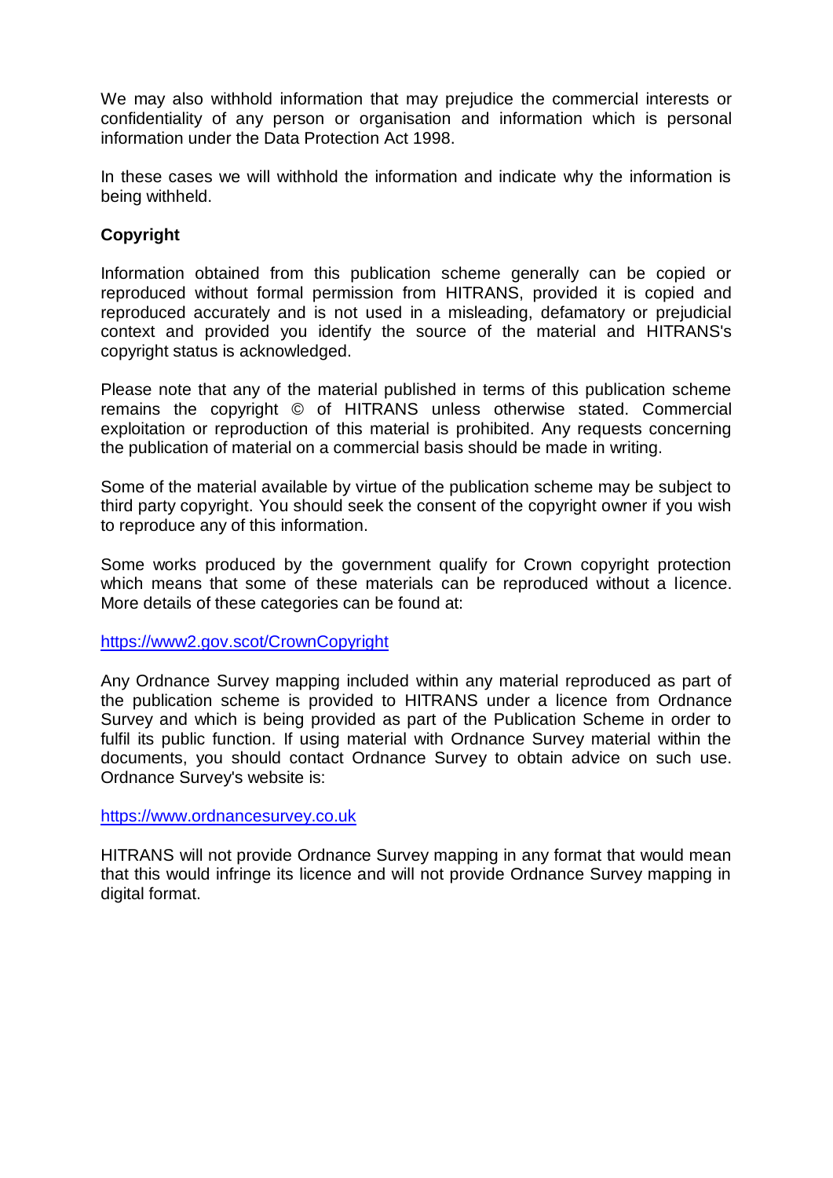We may also withhold information that may prejudice the commercial interests or confidentiality of any person or organisation and information which is personal information under the Data Protection Act 1998.

In these cases we will withhold the information and indicate why the information is being withheld.

**Copyright**

Information obtained from this publication scheme generally can be copied or reproduced without formal permission from HITRANS, provided it is copied and reproduced accurately and is not used in a misleading, defamatory or prejudicial context and provided you identify the source of the material and HITRANS's copyright status is acknowledged.

Please note that any of the material published in terms of this publication scheme remains the copyright © of HITRANS unless otherwise stated. Commercial exploitation or reproduction of this material is prohibited. Any requests concerning the publication of material on a commercial basis should be made in writing.

Some of the material available by virtue of the publication scheme may be subject to third party copyright. You should seek the consent of the copyright owner if you wish to reproduce any of this information.

Some works produced by the government qualify for Crown copyright protection which means that some of these materials can be reproduced without a licence. More details of these categories can be found at:

https://www2.gov.scot/CrownCopyright

Any Ordnance Survey mapping included within any material reproduced as part of the publication scheme is provided to HITRANS under a licence from Ordnance Survey and which is being provided as part of the Publication Scheme in order to fulfil its public function. If using material with Ordnance Survey material within the documents, you should contact Ordnance Survey to obtain advice on such use. Ordnance Survey's website is:

https://www.ordnancesurvey.co.uk

HITRANS will not provide Ordnance Survey mapping in any format that would mean that this would infringe its licence and will not provide Ordnance Survey mapping in digital format.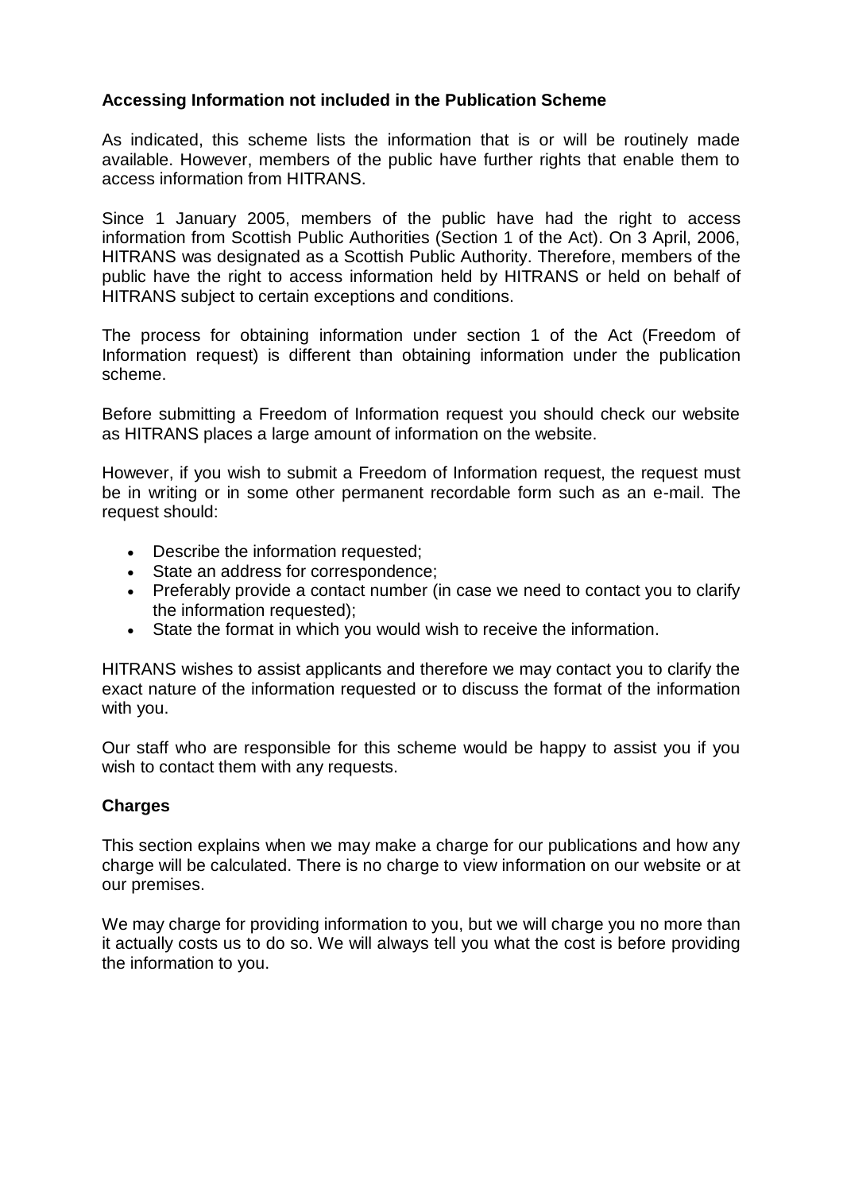## Accessing Information not included in the Publication Scheme

As indicated, this scheme lists the information that is or will be routinely made available. However, members of the public have further rights that enable them to access information from HITRANS.

Since 1 January 2005, members of the public have had the right to access information from Scottish Public Authorities (Section 1 of the Act). On 3 April, 2006, HITRANS was designated as a Scottish Public Authority. Therefore, members of the public have the right to access information held by HITRANS or held on behalf of HITRANS subject to certain exceptions and conditions.

The process for obtaining information under section 1 of the Act (Freedom of Information request) is different than obtaining information under the publication scheme.

Before submitting a Freedom of Information request you should check our website as HITRANS places a large amount of information on the website.

However, if you wish to submit a Freedom of Information request, the request must be in writing or in some other permanent recordable form such as an e-mail. The request should:

- Describe the information requested;
- State an address for correspondence;
- Preferably provide a contact number (in case we need to contact you to clarify the information requested);
- State the format in which you would wish to receive the information.

HITRANS wishes to assist applicants and therefore we may contact you to clarify the exact nature of the information requested or to discuss the format of the information with you.

Our staff who are responsible for this scheme would be happy to assist you if you wish to contact them with any requests.

## Charges

This section explains when we may make a charge for our publications and how any charge will be calculated. There is no charge to view information on our website or at our premises.

We may charge for providing information to you, but we will charge you no more than it actually costs us to do so. We will always tell you what the cost is before providing the information to you.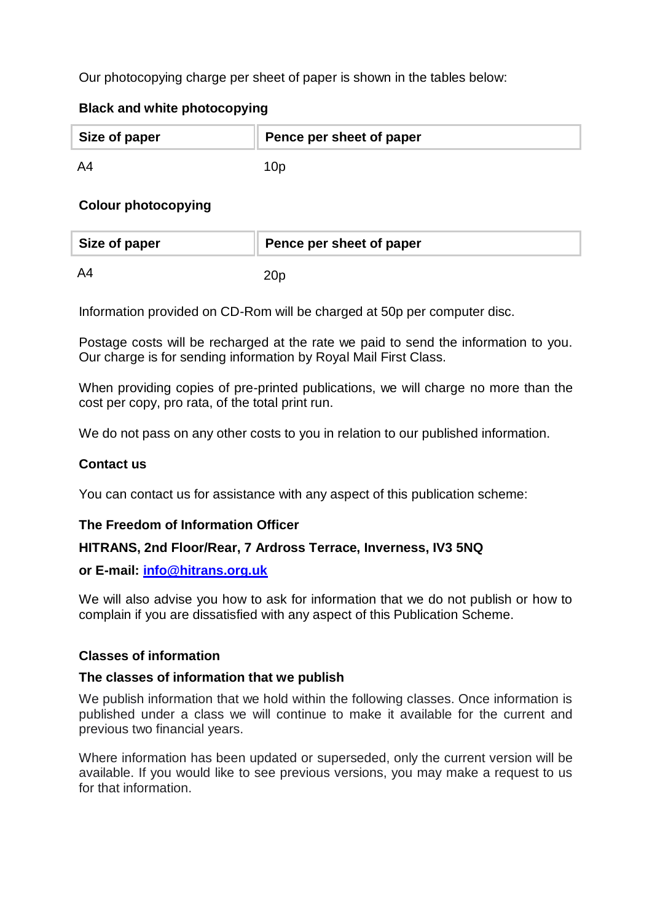Our photocopying charge per sheet of paper is shown in the tables below:

**Black and white photocopying**

| Size of paper | Pence per sheet of paper |
|---|---|
| A4 | 10p |

**Colour photocopying**

| Size of paper | Pence per sheet of paper |
|---|---|
| A4 | 20p |

Information provided on CD-Rom will be charged at 50p per computer disc.

Postage costs will be recharged at the rate we paid to send the information to you. Our charge is for sending information by Royal Mail First Class.

When providing copies of pre-printed publications, we will charge no more than the cost per copy, pro rata, of the total print run.

We do not pass on any other costs to you in relation to our published information.

**Contact us**

You can contact us for assistance with any aspect of this publication scheme:

**The Freedom of Information Officer**

**HITRANS, 2nd Floor/Rear, 7 Ardross Terrace, Inverness, IV3 5NQ**

**or E-mail: info@hitrans.org.uk**

We will also advise you how to ask for information that we do not publish or how to complain if you are dissatisfied with any aspect of this Publication Scheme.

**Classes of information**

**The classes of information that we publish**

We publish information that we hold within the following classes. Once information is published under a class we will continue to make it available for the current and previous two financial years.

Where information has been updated or superseded, only the current version will be available. If you would like to see previous versions, you may make a request to us for that information.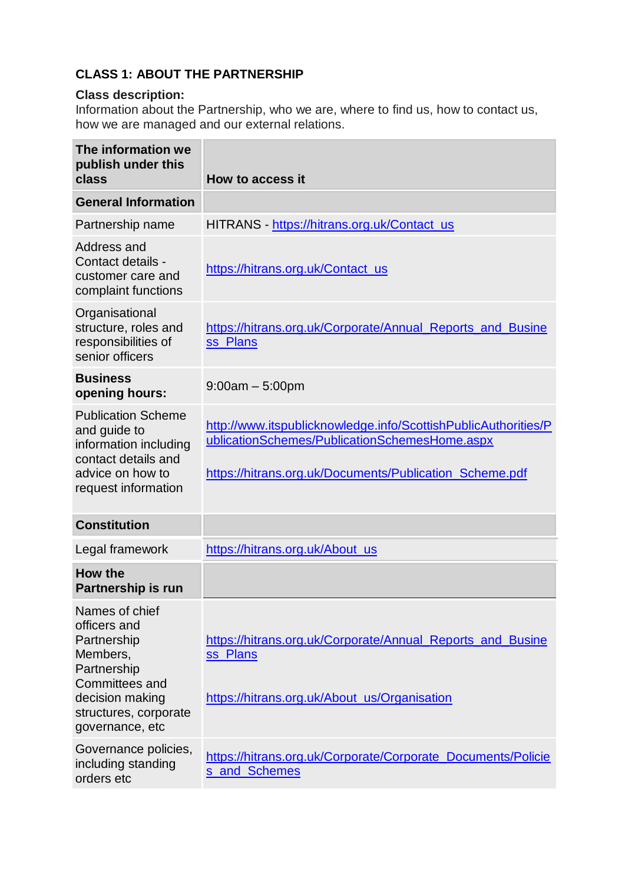**CLASS 1: ABOUT THE PARTNERSHIP**

**Class description:**
Information about the Partnership, who we are, where to find us, how to contact us, how we are managed and our external relations.

| The information we publish under this class | How to access it |
|---|---|
| **General Information** | |
| Partnership name | HITRANS - https://hitrans.org.uk/Contact_us |
| Address and Contact details - customer care and complaint functions | https://hitrans.org.uk/Contact_us |
| Organisational structure, roles and responsibilities of senior officers | https://hitrans.org.uk/Corporate/Annual_Reports_and_Business_Plans |
| **Business opening hours:** | 9:00am – 5:00pm |
| Publication Scheme and guide to information including contact details and advice on how to request information | http://www.itspublicknowledge.info/ScottishPublicAuthorities/PublicationSchemes/PublicationSchemesHome.aspx<br><br>https://hitrans.org.uk/Documents/Publication_Scheme.pdf |
| **Constitution** | |
| Legal framework | https://hitrans.org.uk/About_us |
| **How the Partnership is run** | |
| Names of chief officers and Partnership Members, Partnership Committees and decision making structures, corporate governance, etc | https://hitrans.org.uk/Corporate/Annual_Reports_and_Business_Plans<br><br>https://hitrans.org.uk/About_us/Organisation |
| Governance policies, including standing orders etc | https://hitrans.org.uk/Corporate/Corporate_Documents/Policies_and_Schemes |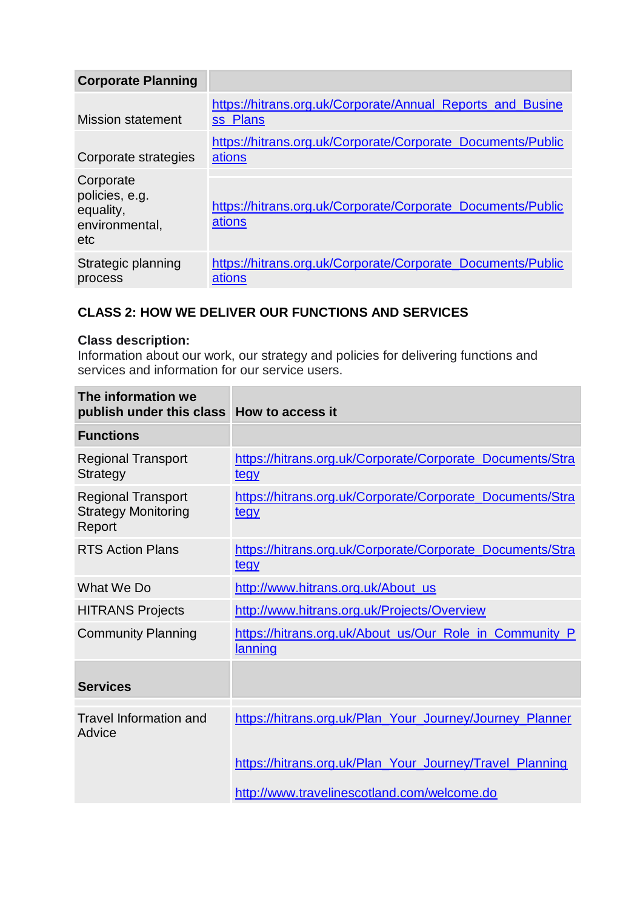| Corporate Planning | |
|---|---|
| Mission statement | https://hitrans.org.uk/Corporate/Annual_Reports_and_Business_Plans |
| Corporate strategies | https://hitrans.org.uk/Corporate/Corporate_Documents/Publications |
| Corporate policies, e.g. equality, environmental, etc | https://hitrans.org.uk/Corporate/Corporate_Documents/Publications |
| Strategic planning process | https://hitrans.org.uk/Corporate/Corporate_Documents/Publications |

**CLASS 2: HOW WE DELIVER OUR FUNCTIONS AND SERVICES**

**Class description:**
Information about our work, our strategy and policies for delivering functions and services and information for our service users.

| The information we publish under this class | How to access it |
|---|---|
| **Functions** | |
| Regional Transport Strategy | https://hitrans.org.uk/Corporate/Corporate_Documents/Strategy |
| Regional Transport Strategy Monitoring Report | https://hitrans.org.uk/Corporate/Corporate_Documents/Strategy |
| RTS Action Plans | https://hitrans.org.uk/Corporate/Corporate_Documents/Strategy |
| What We Do | http://www.hitrans.org.uk/About_us |
| HITRANS Projects | http://www.hitrans.org.uk/Projects/Overview |
| Community Planning | https://hitrans.org.uk/About_us/Our_Role_in_Community_Planning |
| **Services** | |
| Travel Information and Advice | https://hitrans.org.uk/Plan_Your_Journey/Journey_Planner<br><br>https://hitrans.org.uk/Plan_Your_Journey/Travel_Planning<br><br>http://www.travelinescotland.com/welcome.do |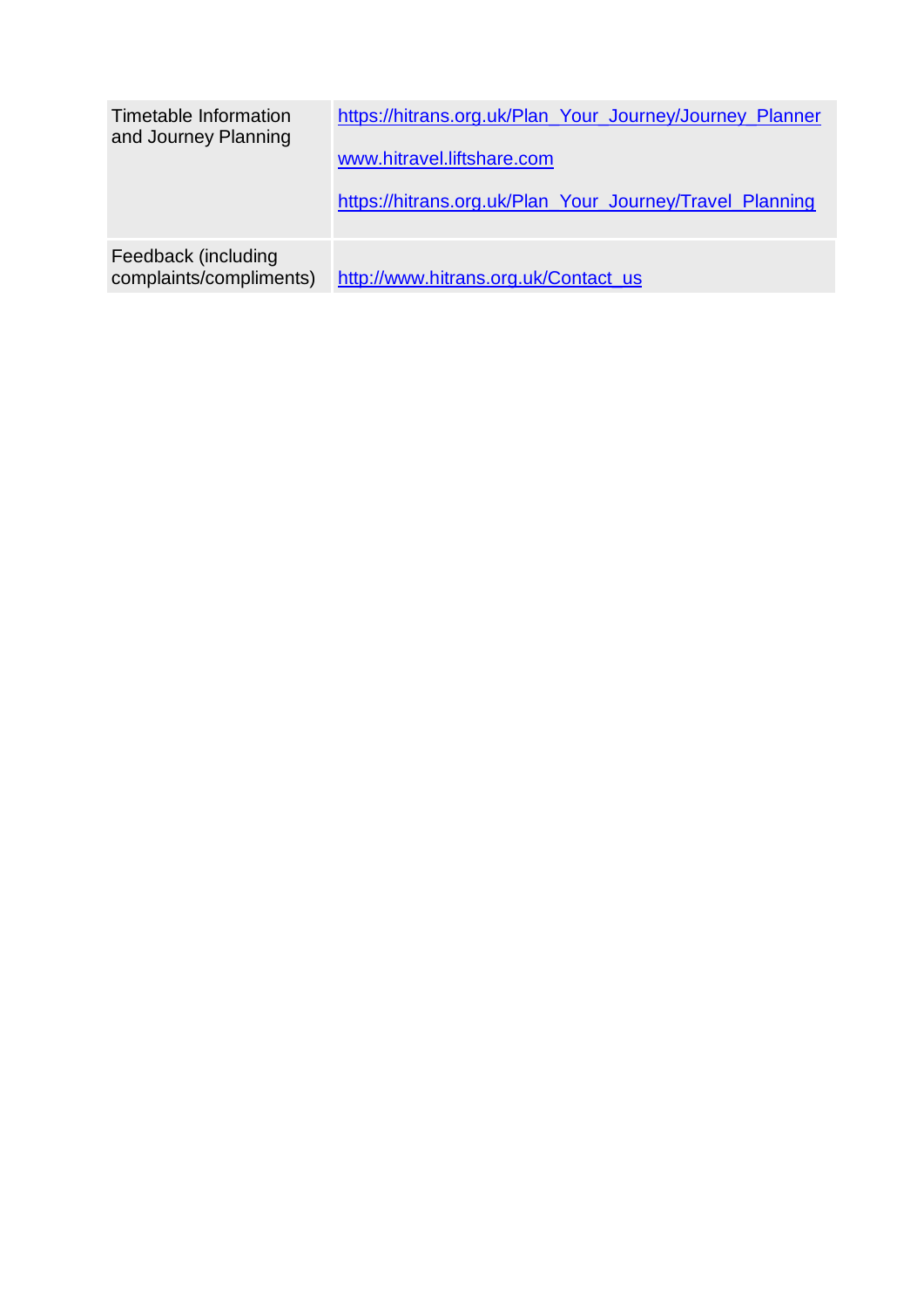| | |
|---|---|
| Timetable Information and Journey Planning | https://hitrans.org.uk/Plan_Your_Journey/Journey_Planner<br><br>www.hitravel.liftshare.com<br><br>https://hitrans.org.uk/Plan_Your_Journey/Travel_Planning |
| Feedback (including complaints/compliments) | http://www.hitrans.org.uk/Contact_us |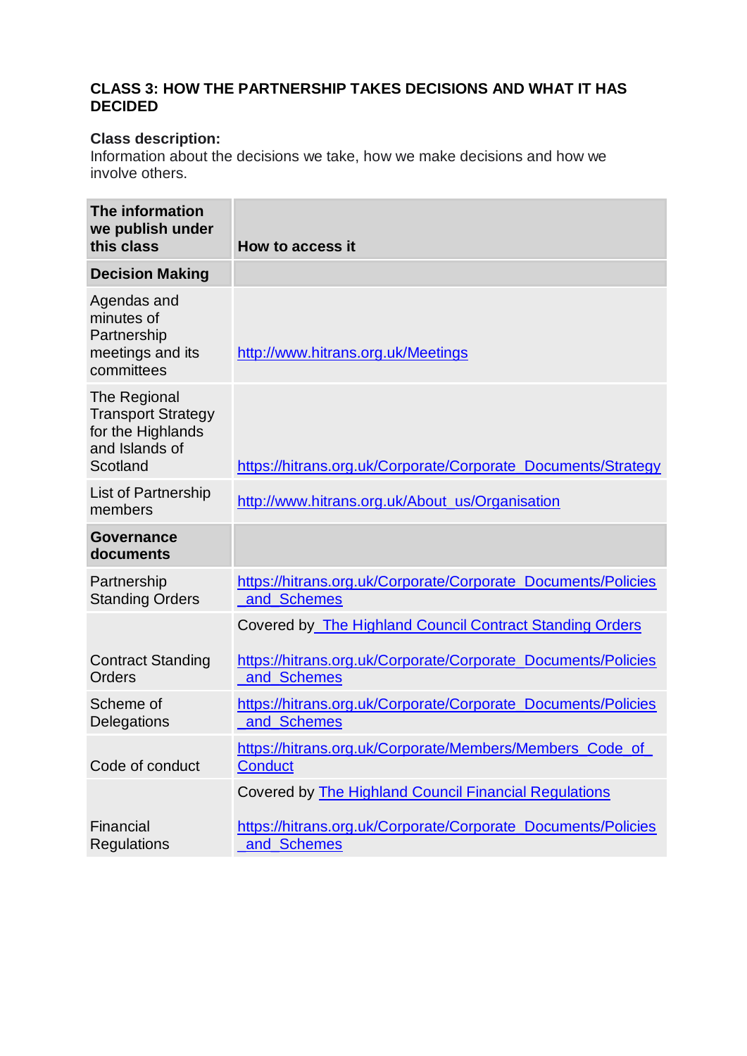**CLASS 3: HOW THE PARTNERSHIP TAKES DECISIONS AND WHAT IT HAS DECIDED**

**Class description:**
Information about the decisions we take, how we make decisions and how we involve others.

| The information we publish under this class | How to access it |
|---|---|
| **Decision Making** | |
| Agendas and minutes of Partnership meetings and its committees | http://www.hitrans.org.uk/Meetings |
| The Regional Transport Strategy for the Highlands and Islands of Scotland | https://hitrans.org.uk/Corporate/Corporate_Documents/Strategy |
| List of Partnership members | http://www.hitrans.org.uk/About_us/Organisation |
| **Governance documents** | |
| Partnership Standing Orders | https://hitrans.org.uk/Corporate/Corporate_Documents/Policies_and_Schemes |
| Contract Standing Orders | Covered by The Highland Council Contract Standing Orders<br><br>https://hitrans.org.uk/Corporate/Corporate_Documents/Policies_and_Schemes |
| Scheme of Delegations | https://hitrans.org.uk/Corporate/Corporate_Documents/Policies_and_Schemes |
| Code of conduct | https://hitrans.org.uk/Corporate/Members/Members_Code_of_Conduct |
| Financial Regulations | Covered by The Highland Council Financial Regulations<br><br>https://hitrans.org.uk/Corporate/Corporate_Documents/Policies_and_Schemes |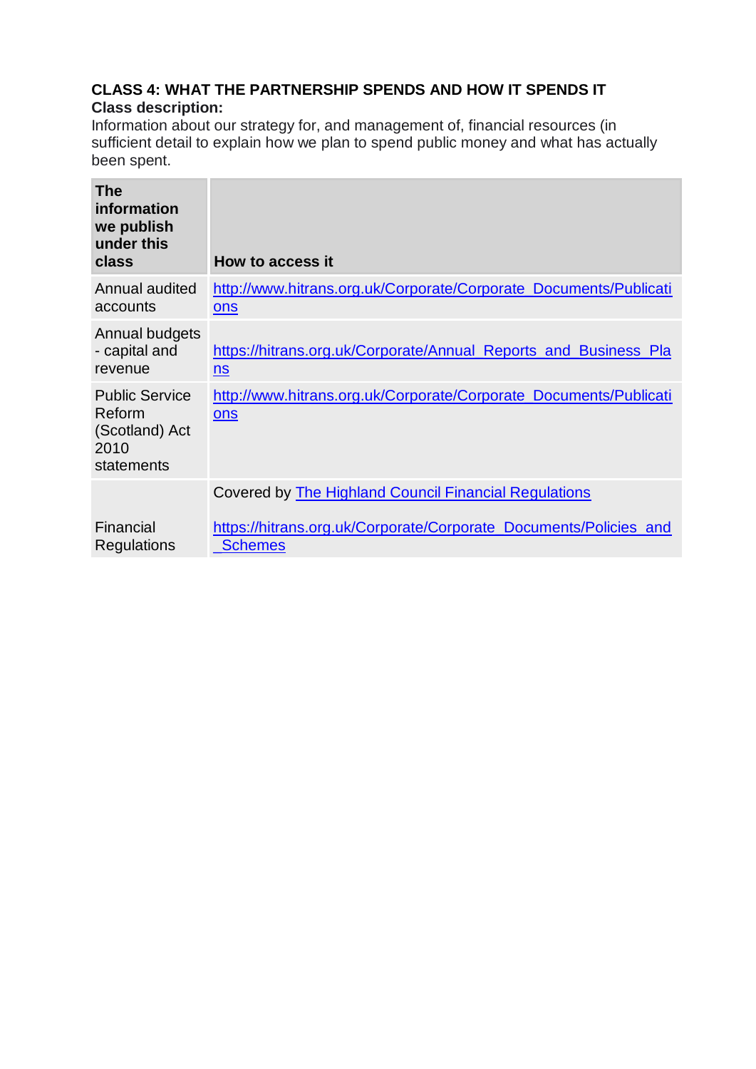**CLASS 4: WHAT THE PARTNERSHIP SPENDS AND HOW IT SPENDS IT**

**Class description:**

Information about our strategy for, and management of, financial resources (in sufficient detail to explain how we plan to spend public money and what has actually been spent.

| The information we publish under this class | How to access it |
| --- | --- |
| Annual audited accounts | http://www.hitrans.org.uk/Corporate/Corporate_Documents/Publications |
| Annual budgets - capital and revenue | https://hitrans.org.uk/Corporate/Annual_Reports_and_Business_Plans |
| Public Service Reform (Scotland) Act 2010 statements | http://www.hitrans.org.uk/Corporate/Corporate_Documents/Publications |
| Financial Regulations | Covered by The Highland Council Financial Regulations<br><br>https://hitrans.org.uk/Corporate/Corporate_Documents/Policies_and_Schemes |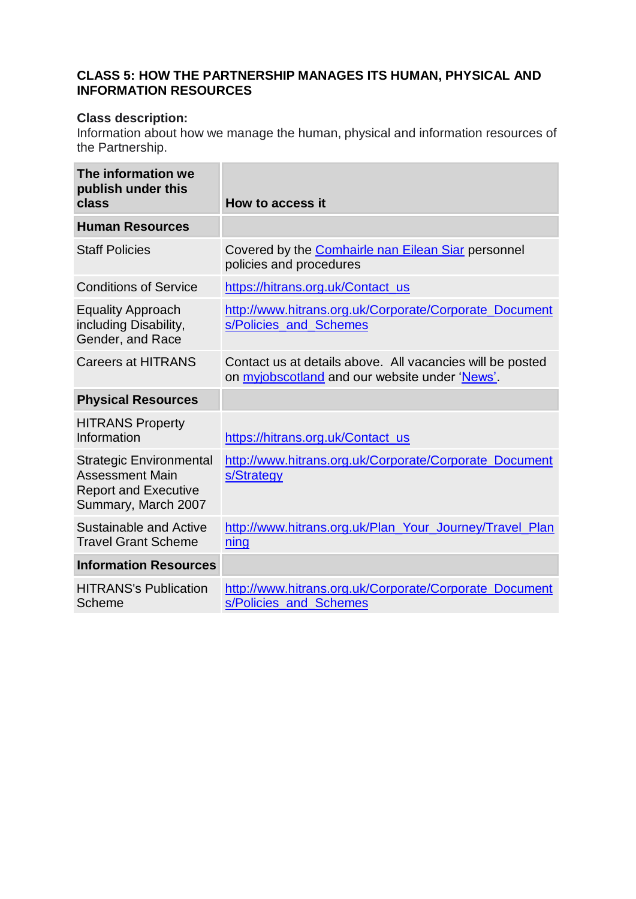## CLASS 5: HOW THE PARTNERSHIP MANAGES ITS HUMAN, PHYSICAL AND INFORMATION RESOURCES

**Class description:**
Information about how we manage the human, physical and information resources of the Partnership.

| The information we publish under this class | How to access it |
|---|---|
| **Human Resources** | |
| Staff Policies | Covered by the Comhairle nan Eilean Siar personnel policies and procedures |
| Conditions of Service | https://hitrans.org.uk/Contact_us |
| Equality Approach including Disability, Gender, and Race | http://www.hitrans.org.uk/Corporate/Corporate_Documents/Policies_and_Schemes |
| Careers at HITRANS | Contact us at details above. All vacancies will be posted on myjobscotland and our website under 'News'. |
| **Physical Resources** | |
| HITRANS Property Information | https://hitrans.org.uk/Contact_us |
| Strategic Environmental Assessment Main Report and Executive Summary, March 2007 | http://www.hitrans.org.uk/Corporate/Corporate_Documents/Strategy |
| Sustainable and Active Travel Grant Scheme | http://www.hitrans.org.uk/Plan_Your_Journey/Travel_Planning |
| **Information Resources** | |
| HITRANS's Publication Scheme | http://www.hitrans.org.uk/Corporate/Corporate_Documents/Policies_and_Schemes |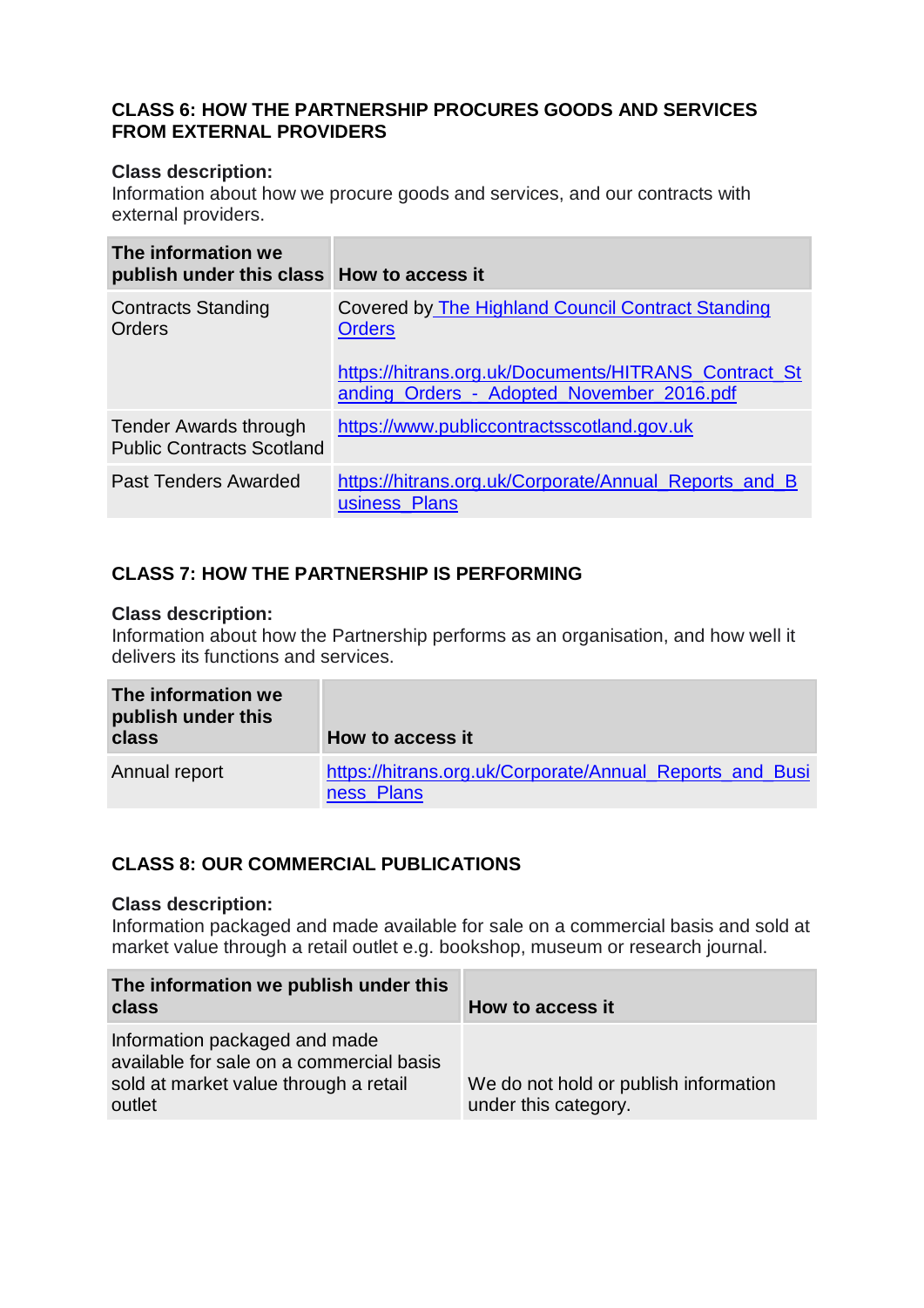## CLASS 6: HOW THE PARTNERSHIP PROCURES GOODS AND SERVICES FROM EXTERNAL PROVIDERS

**Class description:**
Information about how we procure goods and services, and our contracts with external providers.

| The information we publish under this class | How to access it |
|---|---|
| Contracts Standing Orders | Covered by The Highland Council Contract Standing Orders<br><br>https://hitrans.org.uk/Documents/HITRANS_Contract_Standing_Orders_-_Adopted_November_2016.pdf |
| Tender Awards through Public Contracts Scotland | https://www.publiccontractsscotland.gov.uk |
| Past Tenders Awarded | https://hitrans.org.uk/Corporate/Annual_Reports_and_Business_Plans |

## CLASS 7: HOW THE PARTNERSHIP IS PERFORMING

**Class description:**
Information about how the Partnership performs as an organisation, and how well it delivers its functions and services.

| The information we publish under this class | How to access it |
|---|---|
| Annual report | https://hitrans.org.uk/Corporate/Annual_Reports_and_Business_Plans |

## CLASS 8: OUR COMMERCIAL PUBLICATIONS

**Class description:**
Information packaged and made available for sale on a commercial basis and sold at market value through a retail outlet e.g. bookshop, museum or research journal.

| The information we publish under this class | How to access it |
|---|---|
| Information packaged and made available for sale on a commercial basis sold at market value through a retail outlet | We do not hold or publish information under this category. |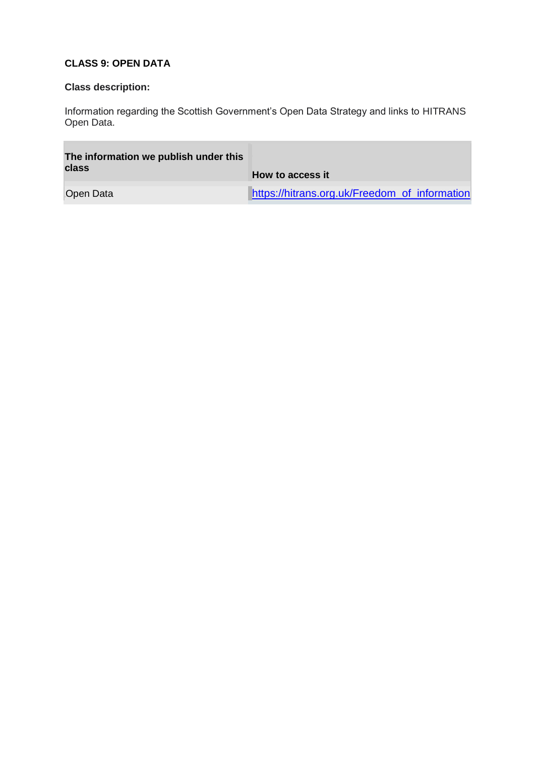**CLASS 9: OPEN DATA**

**Class description:**

Information regarding the Scottish Government's Open Data Strategy and links to HITRANS Open Data.

| The information we publish under this class | How to access it |
| --- | --- |
| Open Data | https://hitrans.org.uk/Freedom_of_information |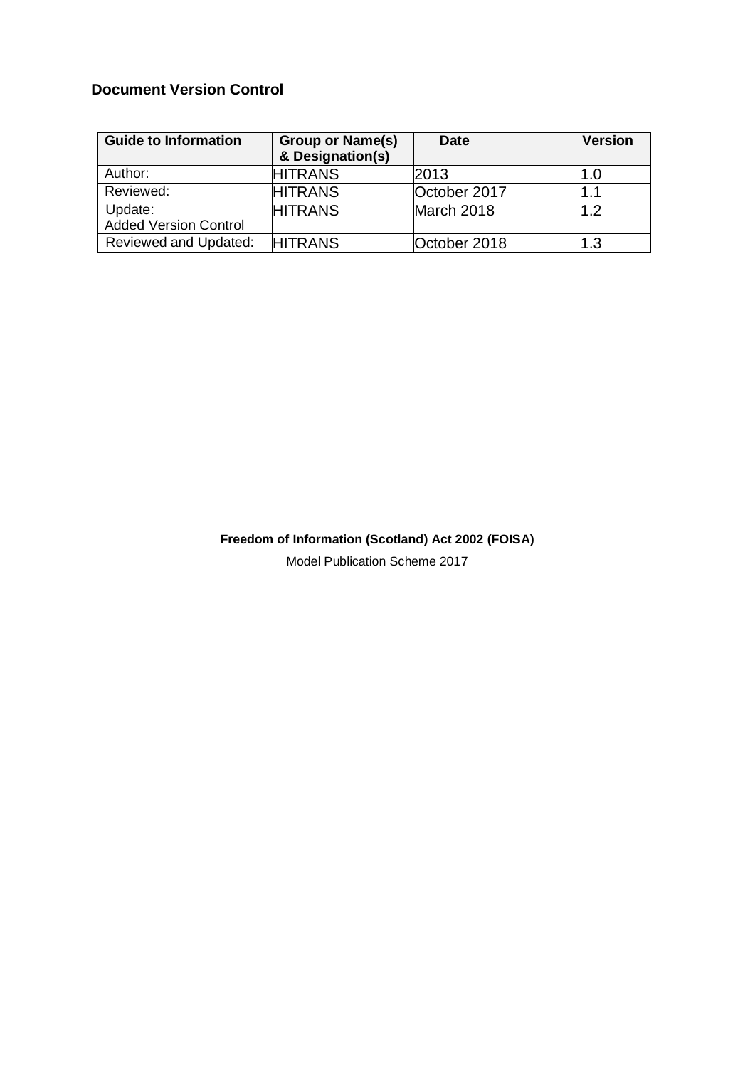## Document Version Control

| Guide to Information | Group or Name(s) & Designation(s) | Date | Version |
|---|---|---|---|
| Author: | HITRANS | 2013 | 1.0 |
| Reviewed: | HITRANS | October 2017 | 1.1 |
| Update: Added Version Control | HITRANS | March 2018 | 1.2 |
| Reviewed and Updated: | HITRANS | October 2018 | 1.3 |

**Freedom of Information (Scotland) Act 2002 (FOISA)**

Model Publication Scheme 2017